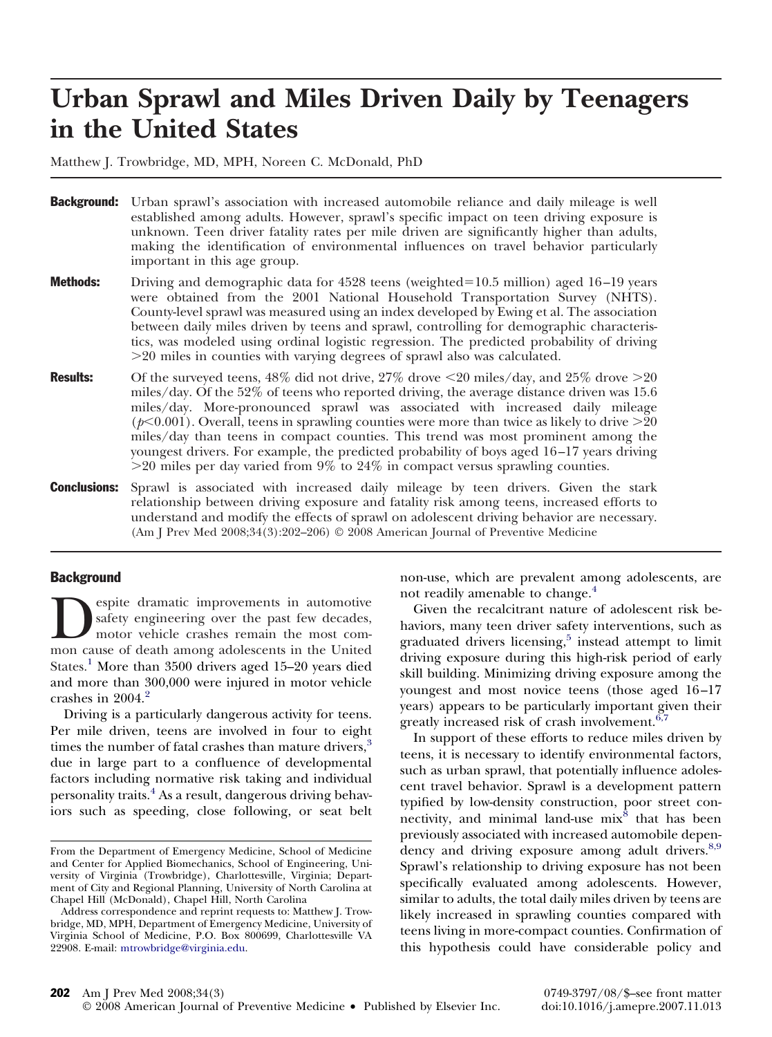# Urban Sprawl and Miles Driven Daily by Teenagers in the United States

Matthew J. Trowbridge, MD, MPH, Noreen C. McDonald, PhD

**Background:** Urban sprawl's association with increased automobile reliance and daily mileage is well established among adults. However, sprawl's specific impact on teen driving exposure is unknown. Teen driver fatality rates per mile driven are significantly higher than adults, making the identification of environmental influences on travel behavior particularly important in this age group.

**Methods:** Driving and demographic data for 4528 teens (weighted=10.5 million) aged 16–19 years were obtained from the 2001 National Household Transportation Survey (NHTS). County-level sprawl was measured using an index developed by Ewing et al. The association between daily miles driven by teens and sprawl, controlling for demographic characteristics, was modeled using ordinal logistic regression. The predicted probability of driving >20 miles in counties with varying degrees of sprawl also was calculated.

**Results:** Of the surveyed teens, 48% did not drive, 27% drove <20 miles/day, and 25% drove >20 miles/day. Of the 52% of teens who reported driving, the average distance driven was 15.6 miles/day. More-pronounced sprawl was associated with increased daily mileage ($p<0.001$). Overall, teens in sprawling counties were more than twice as likely to drive >20 miles/day than teens in compact counties. This trend was most prominent among the youngest drivers. For example, the predicted probability of boys aged 16–17 years driving >20 miles per day varied from 9% to 24% in compact versus sprawling counties.

**Conclusions:** Sprawl is associated with increased daily mileage by teen drivers. Given the stark relationship between driving exposure and fatality risk among teens, increased efforts to understand and modify the effects of sprawl on adolescent driving behavior are necessary.
(Am J Prev Med 2008;34(3):202–206) © 2008 American Journal of Preventive Medicine

## Background

Despite dramatic improvements in automotive safety engineering over the past few decades, motor vehicle crashes remain the most common cause of death among adolescents in the United States.[1] More than 3500 drivers aged 15–20 years died and more than 300,000 were injured in motor vehicle crashes in 2004.[2]

Driving is a particularly dangerous activity for teens. Per mile driven, teens are involved in four to eight times the number of fatal crashes than mature drivers,[3] due in large part to a confluence of developmental factors including normative risk taking and individual personality traits.[4] As a result, dangerous driving behaviors such as speeding, close following, or seat belt non-use, which are prevalent among adolescents, are not readily amenable to change.[4]

Given the recalcitrant nature of adolescent risk behaviors, many teen driver safety interventions, such as graduated drivers licensing,[5] instead attempt to limit driving exposure during this high-risk period of early skill building. Minimizing driving exposure among the youngest and most novice teens (those aged 16–17 years) appears to be particularly important given their greatly increased risk of crash involvement.[6,7]

In support of these efforts to reduce miles driven by teens, it is necessary to identify environmental factors, such as urban sprawl, that potentially influence adolescent travel behavior. Sprawl is a development pattern typified by low-density construction, poor street connectivity, and minimal land-use mix[8] that has been previously associated with increased automobile dependency and driving exposure among adult drivers.[8,9] Sprawl's relationship to driving exposure has not been specifically evaluated among adolescents. However, similar to adults, the total daily miles driven by teens are likely increased in sprawling counties compared with teens living in more-compact counties. Confirmation of this hypothesis could have considerable policy and

From the Department of Emergency Medicine, School of Medicine and Center for Applied Biomechanics, School of Engineering, University of Virginia (Trowbridge), Charlottesville, Virginia; Department of City and Regional Planning, University of North Carolina at Chapel Hill (McDonald), Chapel Hill, North Carolina

Address correspondence and reprint requests to: Matthew J. Trowbridge, MD, MPH, Department of Emergency Medicine, University of Virginia School of Medicine, P.O. Box 800699, Charlottesville VA 22908. E-mail: mtrowbridge@virginia.edu.

© 2008 American Journal of Preventive Medicine • Published by Elsevier Inc. 0749-3797/08/$–see front matter doi:10.1016/j.amepre.2007.11.013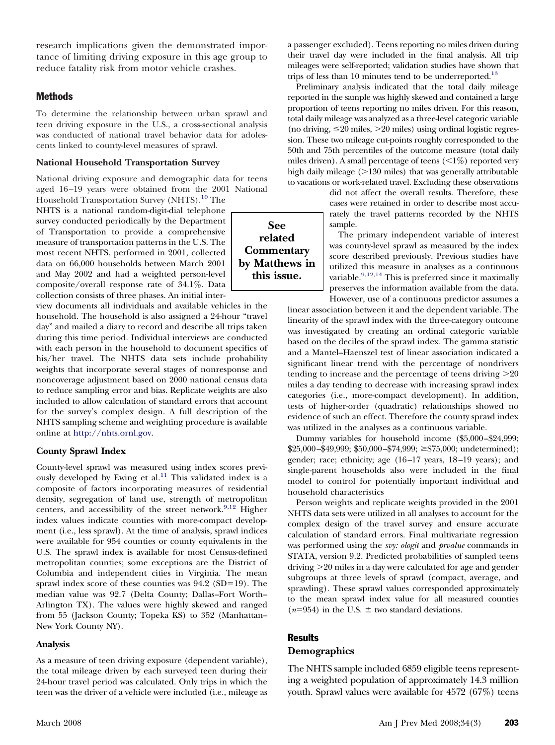research implications given the demonstrated importance of limiting driving exposure in this age group to reduce fatality risk from motor vehicle crashes.

## Methods

To determine the relationship between urban sprawl and teen driving exposure in the U.S., a cross-sectional analysis was conducted of national travel behavior data for adolescents linked to county-level measures of sprawl.

### National Household Transportation Survey

National driving exposure and demographic data for teens aged 16–19 years were obtained from the 2001 National Household Transportation Survey (NHTS).[10] The NHTS is a national random-digit-dial telephone survey conducted periodically by the Department of Transportation to provide a comprehensive measure of transportation patterns in the U.S. The most recent NHTS, performed in 2001, collected data on 66,000 households between March 2001 and May 2002 and had a weighted person-level composite/overall response rate of 34.1%. Data collection consists of three phases. An initial interview documents all individuals and available vehicles in the household. The household is also assigned a 24-hour "travel day" and mailed a diary to record and describe all trips taken during this time period. Individual interviews are conducted with each person in the household to document specifics of his/her travel. The NHTS data sets include probability weights that incorporate several stages of nonresponse and noncoverage adjustment based on 2000 national census data to reduce sampling error and bias. Replicate weights are also included to allow calculation of standard errors that account for the survey's complex design. A full description of the NHTS sampling scheme and weighting procedure is available online at http://nhts.ornl.gov.

**See related Commentary by Matthews in this issue.**

### County Sprawl Index

County-level sprawl was measured using index scores previously developed by Ewing et al.[11] This validated index is a composite of factors incorporating measures of residential density, segregation of land use, strength of metropolitan centers, and accessibility of the street network.[9,12] Higher index values indicate counties with more-compact development (i.e., less sprawl). At the time of analysis, sprawl indices were available for 954 counties or county equivalents in the U.S. The sprawl index is available for most Census-defined metropolitan counties; some exceptions are the District of Columbia and independent cities in Virginia. The mean sprawl index score of these counties was 94.2 (SD=19). The median value was 92.7 (Delta County; Dallas–Fort Worth–Arlington TX). The values were highly skewed and ranged from 55 (Jackson County; Topeka KS) to 352 (Manhattan–New York County NY).

### Analysis

As a measure of teen driving exposure (dependent variable), the total mileage driven by each surveyed teen during their 24-hour travel period was calculated. Only trips in which the teen was the driver of a vehicle were included (i.e., mileage as a passenger excluded). Teens reporting no miles driven during their travel day were included in the final analysis. All trip mileages were self-reported; validation studies have shown that trips of less than 10 minutes tend to be underreported.[13]

Preliminary analysis indicated that the total daily mileage reported in the sample was highly skewed and contained a large proportion of teens reporting no miles driven. For this reason, total daily mileage was analyzed as a three-level categoric variable (no driving, $\leq$20 miles, $>$20 miles) using ordinal logistic regression. These two mileage cut-points roughly corresponded to the 50th and 75th percentiles of the outcome measure (total daily miles driven). A small percentage of teens ($<$1%) reported very high daily mileage ($>$130 miles) that was generally attributable to vacations or work-related travel. Excluding these observations did not affect the overall results. Therefore, these cases were retained in order to describe most accurately the travel patterns recorded by the NHTS sample.

The primary independent variable of interest was county-level sprawl as measured by the index score described previously. Previous studies have utilized this measure in analyses as a continuous variable.[9,12,14] This is preferred since it maximally preserves the information available from the data. However, use of a continuous predictor assumes a linear association between it and the dependent variable. The linearity of the sprawl index with the three-category outcome was investigated by creating an ordinal categoric variable based on the deciles of the sprawl index. The gamma statistic and a Mantel–Haenszel test of linear association indicated a significant linear trend with the percentage of nondrivers tending to increase and the percentage of teens driving $>$20 miles a day tending to decrease with increasing sprawl index categories (i.e., more-compact development). In addition, tests of higher-order (quadratic) relationships showed no evidence of such an effect. Therefore the county sprawl index was utilized in the analyses as a continuous variable.

Dummy variables for household income ($5,000–$24,999; $25,000–$49,999; $50,000–$74,999; $\geq$$75,000; undetermined); gender; race; ethnicity; age (16–17 years, 18–19 years); and single-parent households also were included in the final model to control for potentially important individual and household characteristics

Person weights and replicate weights provided in the 2001 NHTS data sets were utilized in all analyses to account for the complex design of the travel survey and ensure accurate calculation of standard errors. Final multivariate regression was performed using the *svy: ologit* and *prvalue* commands in STATA, version 9.2. Predicted probabilities of sampled teens driving $>$20 miles in a day were calculated for age and gender subgroups at three levels of sprawl (compact, average, and sprawling). These sprawl values corresponded approximately to the mean sprawl index value for all measured counties ($n$=954) in the U.S. $\pm$ two standard deviations.

## Results

### Demographics

The NHTS sample included 6859 eligible teens representing a weighted population of approximately 14.3 million youth. Sprawl values were available for 4572 (67%) teens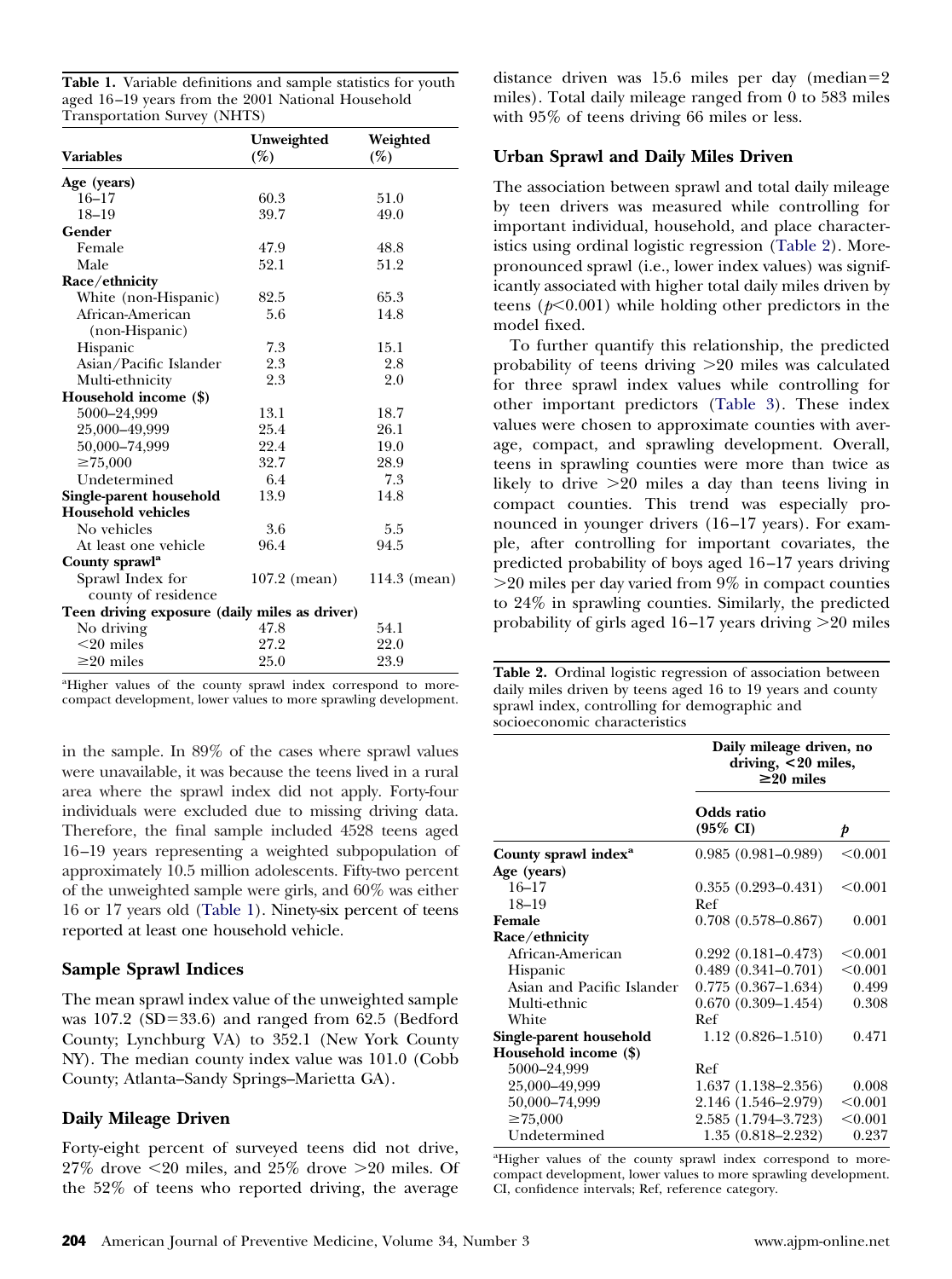**Table 1.** Variable definitions and sample statistics for youth aged 16–19 years from the 2001 National Household Transportation Survey (NHTS)

| Variables | Unweighted (%) | Weighted (%) |
|---|---|---|
| **Age (years)** | | |
| 16–17 | 60.3 | 51.0 |
| 18–19 | 39.7 | 49.0 |
| **Gender** | | |
| Female | 47.9 | 48.8 |
| Male | 52.1 | 51.2 |
| **Race/ethnicity** | | |
| White (non-Hispanic) | 82.5 | 65.3 |
| African-American (non-Hispanic) | 5.6 | 14.8 |
| Hispanic | 7.3 | 15.1 |
| Asian/Pacific Islander | 2.3 | 2.8 |
| Multi-ethnicity | 2.3 | 2.0 |
| **Household income ($)** | | |
| 5000–24,999 | 13.1 | 18.7 |
| 25,000–49,999 | 25.4 | 26.1 |
| 50,000–74,999 | 22.4 | 19.0 |
| ≥75,000 | 32.7 | 28.9 |
| Undetermined | 6.4 | 7.3 |
| **Single-parent household** | 13.9 | 14.8 |
| **Household vehicles** | | |
| No vehicles | 3.6 | 5.5 |
| At least one vehicle | 96.4 | 94.5 |
| **County sprawl**[a] | | |
| Sprawl Index for county of residence | 107.2 (mean) | 114.3 (mean) |
| **Teen driving exposure (daily miles as driver)** | | |
| No driving | 47.8 | 54.1 |
| <20 miles | 27.2 | 22.0 |
| ≥20 miles | 25.0 | 23.9 |

[a]Higher values of the county sprawl index correspond to more-compact development, lower values to more sprawling development.

in the sample. In 89% of the cases where sprawl values were unavailable, it was because the teens lived in a rural area where the sprawl index did not apply. Forty-four individuals were excluded due to missing driving data. Therefore, the final sample included 4528 teens aged 16–19 years representing a weighted subpopulation of approximately 10.5 million adolescents. Fifty-two percent of the unweighted sample were girls, and 60% was either 16 or 17 years old (Table 1). Ninety-six percent of teens reported at least one household vehicle.

## Sample Sprawl Indices

The mean sprawl index value of the unweighted sample was 107.2 (SD=33.6) and ranged from 62.5 (Bedford County; Lynchburg VA) to 352.1 (New York County NY). The median county index value was 101.0 (Cobb County; Atlanta–Sandy Springs–Marietta GA).

## Daily Mileage Driven

Forty-eight percent of surveyed teens did not drive, 27% drove <20 miles, and 25% drove >20 miles. Of the 52% of teens who reported driving, the average distance driven was 15.6 miles per day (median=2 miles). Total daily mileage ranged from 0 to 583 miles with 95% of teens driving 66 miles or less.

## Urban Sprawl and Daily Miles Driven

The association between sprawl and total daily mileage by teen drivers was measured while controlling for important individual, household, and place characteristics using ordinal logistic regression (Table 2). More-pronounced sprawl (i.e., lower index values) was significantly associated with higher total daily miles driven by teens ($p<0.001$) while holding other predictors in the model fixed.

To further quantify this relationship, the predicted probability of teens driving >20 miles was calculated for three sprawl index values while controlling for other important predictors (Table 3). These index values were chosen to approximate counties with average, compact, and sprawling development. Overall, teens in sprawling counties were more than twice as likely to drive >20 miles a day than teens living in compact counties. This trend was especially pronounced in younger drivers (16–17 years). For example, after controlling for important covariates, the predicted probability of boys aged 16–17 years driving >20 miles per day varied from 9% in compact counties to 24% in sprawling counties. Similarly, the predicted probability of girls aged 16–17 years driving >20 miles

**Table 2.** Ordinal logistic regression of association between daily miles driven by teens aged 16 to 19 years and county sprawl index, controlling for demographic and socioeconomic characteristics

| | Daily mileage driven, no driving, <20 miles, ≥20 miles | |
|---|---|---|
| | **Odds ratio (95% CI)** | ***p*** |
| **County sprawl index**[a] | 0.985 (0.981–0.989) | <0.001 |
| **Age (years)** | | |
| 16–17 | 0.355 (0.293–0.431) | <0.001 |
| 18–19 | Ref | |
| **Female** | 0.708 (0.578–0.867) | 0.001 |
| **Race/ethnicity** | | |
| African-American | 0.292 (0.181–0.473) | <0.001 |
| Hispanic | 0.489 (0.341–0.701) | <0.001 |
| Asian and Pacific Islander | 0.775 (0.367–1.634) | 0.499 |
| Multi-ethnic | 0.670 (0.309–1.454) | 0.308 |
| White | Ref | |
| **Single-parent household** | 1.12 (0.826–1.510) | 0.471 |
| **Household income ($)** | | |
| 5000–24,999 | Ref | |
| 25,000–49,999 | 1.637 (1.138–2.356) | 0.008 |
| 50,000–74,999 | 2.146 (1.546–2.979) | <0.001 |
| ≥75,000 | 2.585 (1.794–3.723) | <0.001 |
| Undetermined | 1.35 (0.818–2.232) | 0.237 |

[a]Higher values of the county sprawl index correspond to more-compact development, lower values to more sprawling development. CI, confidence intervals; Ref, reference category.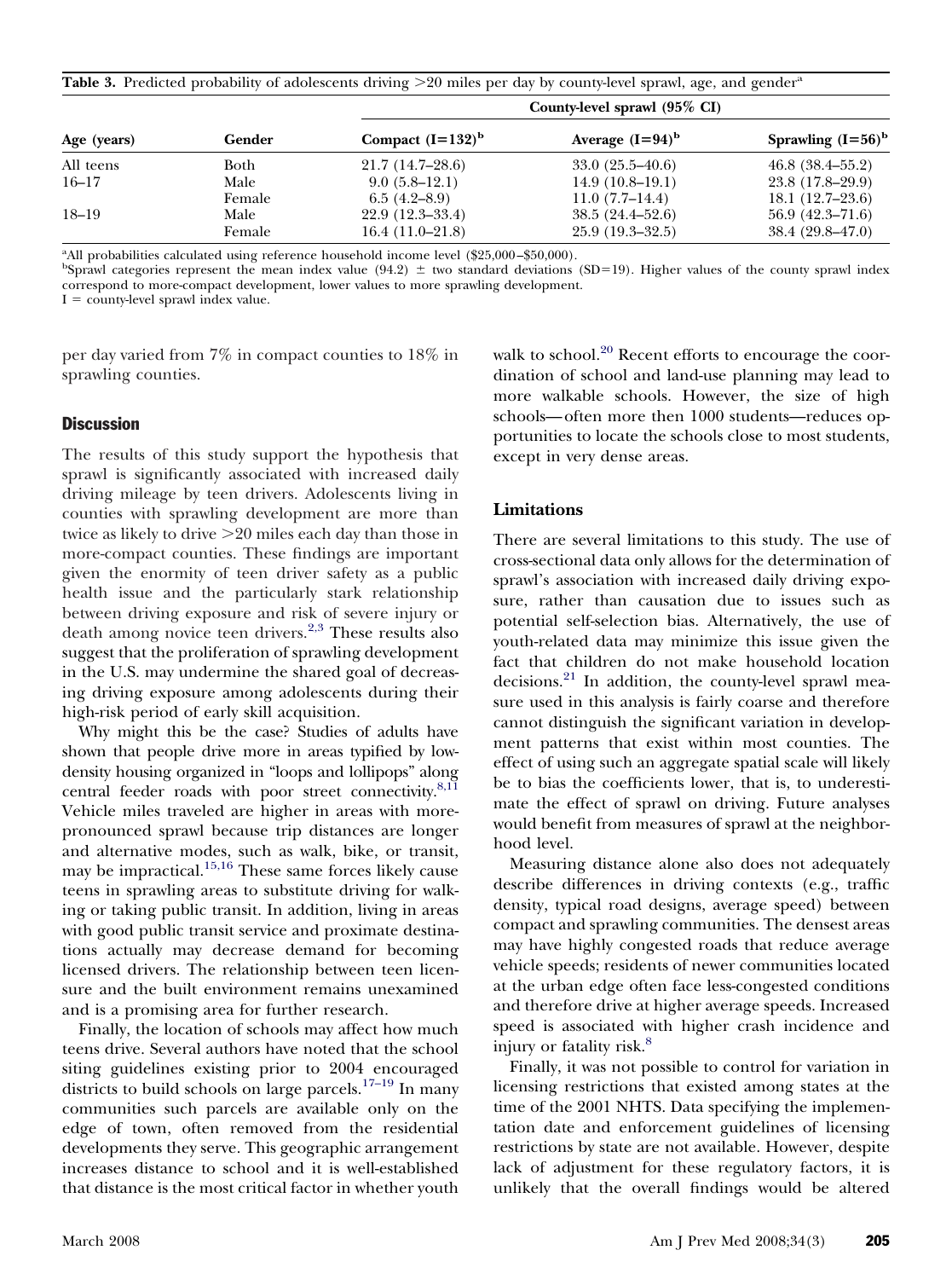**Table 3.** Predicted probability of adolescents driving >20 miles per day by county-level sprawl, age, and gender[a]

| Age (years) | Gender | County-level sprawl (95% CI) | | |
|---|---|---|---|---|
| | | Compact (I=132)[b] | Average (I=94)[b] | Sprawling (I=56)[b] |
| All teens | Both | 21.7 (14.7–28.6) | 33.0 (25.5–40.6) | 46.8 (38.4–55.2) |
| 16–17 | Male | 9.0 (5.8–12.1) | 14.9 (10.8–19.1) | 23.8 (17.8–29.9) |
| | Female | 6.5 (4.2–8.9) | 11.0 (7.7–14.4) | 18.1 (12.7–23.6) |
| 18–19 | Male | 22.9 (12.3–33.4) | 38.5 (24.4–52.6) | 56.9 (42.3–71.6) |
| | Female | 16.4 (11.0–21.8) | 25.9 (19.3–32.5) | 38.4 (29.8–47.0) |

[a]All probabilities calculated using reference household income level ($25,000–$50,000).
[b]Sprawl categories represent the mean index value (94.2) ± two standard deviations (SD=19). Higher values of the county sprawl index correspond to more-compact development, lower values to more sprawling development.
I = county-level sprawl index value.

per day varied from 7% in compact counties to 18% in sprawling counties.

## Discussion

The results of this study support the hypothesis that sprawl is significantly associated with increased daily driving mileage by teen drivers. Adolescents living in counties with sprawling development are more than twice as likely to drive >20 miles each day than those in more-compact counties. These findings are important given the enormity of teen driver safety as a public health issue and the particularly stark relationship between driving exposure and risk of severe injury or death among novice teen drivers.[2,3] These results also suggest that the proliferation of sprawling development in the U.S. may undermine the shared goal of decreasing driving exposure among adolescents during their high-risk period of early skill acquisition.

Why might this be the case? Studies of adults have shown that people drive more in areas typified by low-density housing organized in "loops and lollipops" along central feeder roads with poor street connectivity.[8,11] Vehicle miles traveled are higher in areas with more-pronounced sprawl because trip distances are longer and alternative modes, such as walk, bike, or transit, may be impractical.[15,16] These same forces likely cause teens in sprawling areas to substitute driving for walking or taking public transit. In addition, living in areas with good public transit service and proximate destinations actually may decrease demand for becoming licensed drivers. The relationship between teen licensure and the built environment remains unexamined and is a promising area for further research.

Finally, the location of schools may affect how much teens drive. Several authors have noted that the school siting guidelines existing prior to 2004 encouraged districts to build schools on large parcels.[17–19] In many communities such parcels are available only on the edge of town, often removed from the residential developments they serve. This geographic arrangement increases distance to school and it is well-established that distance is the most critical factor in whether youth walk to school.[20] Recent efforts to encourage the coordination of school and land-use planning may lead to more walkable schools. However, the size of high schools—often more then 1000 students—reduces opportunities to locate the schools close to most students, except in very dense areas.

### Limitations

There are several limitations to this study. The use of cross-sectional data only allows for the determination of sprawl's association with increased daily driving exposure, rather than causation due to issues such as potential self-selection bias. Alternatively, the use of youth-related data may minimize this issue given the fact that children do not make household location decisions.[21] In addition, the county-level sprawl measure used in this analysis is fairly coarse and therefore cannot distinguish the significant variation in development patterns that exist within most counties. The effect of using such an aggregate spatial scale will likely be to bias the coefficients lower, that is, to underestimate the effect of sprawl on driving. Future analyses would benefit from measures of sprawl at the neighborhood level.

Measuring distance alone also does not adequately describe differences in driving contexts (e.g., traffic density, typical road designs, average speed) between compact and sprawling communities. The densest areas may have highly congested roads that reduce average vehicle speeds; residents of newer communities located at the urban edge often face less-congested conditions and therefore drive at higher average speeds. Increased speed is associated with higher crash incidence and injury or fatality risk.[8]

Finally, it was not possible to control for variation in licensing restrictions that existed among states at the time of the 2001 NHTS. Data specifying the implementation date and enforcement guidelines of licensing restrictions by state are not available. However, despite lack of adjustment for these regulatory factors, it is unlikely that the overall findings would be altered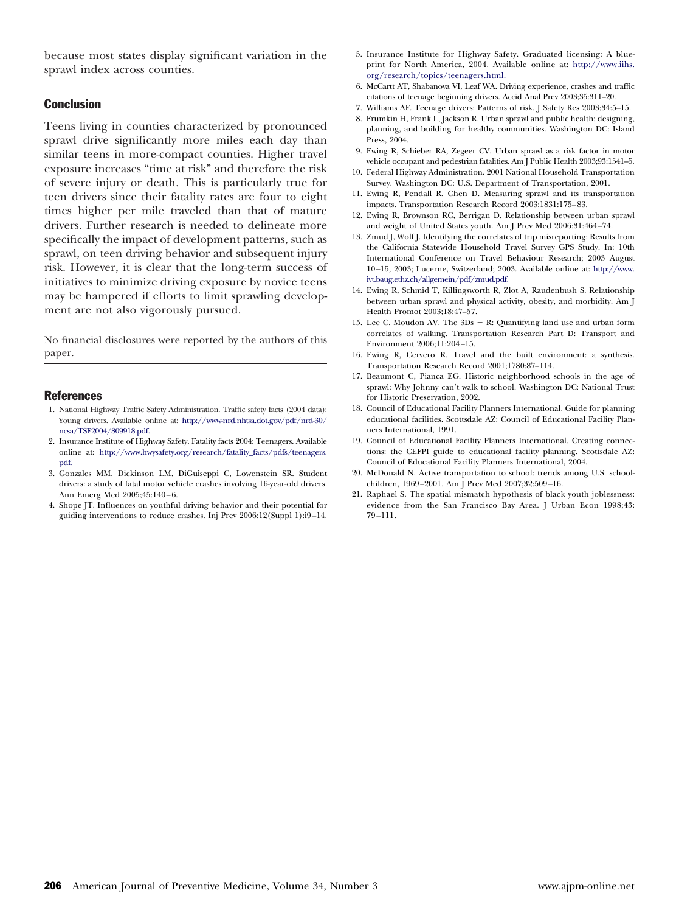because most states display significant variation in the sprawl index across counties.

## Conclusion

Teens living in counties characterized by pronounced sprawl drive significantly more miles each day than similar teens in more-compact counties. Higher travel exposure increases "time at risk" and therefore the risk of severe injury or death. This is particularly true for teen drivers since their fatality rates are four to eight times higher per mile traveled than that of mature drivers. Further research is needed to delineate more specifically the impact of development patterns, such as sprawl, on teen driving behavior and subsequent injury risk. However, it is clear that the long-term success of initiatives to minimize driving exposure by novice teens may be hampered if efforts to limit sprawling development are not also vigorously pursued.

No financial disclosures were reported by the authors of this paper.

## References

1. National Highway Traffic Safety Administration. Traffic safety facts (2004 data): Young drivers. Available online at: http://www-nrd.nhtsa.dot.gov/pdf/nrd-30/ncsa/TSF2004/809918.pdf.
2. Insurance Institute of Highway Safety. Fatality facts 2004: Teenagers. Available online at: http://www.hwysafety.org/research/fatality_facts/pdfs/teenagers.pdf.
3. Gonzales MM, Dickinson LM, DiGuiseppi C, Lowenstein SR. Student drivers: a study of fatal motor vehicle crashes involving 16-year-old drivers. Ann Emerg Med 2005;45:140–6.
4. Shope JT. Influences on youthful driving behavior and their potential for guiding interventions to reduce crashes. Inj Prev 2006;12(Suppl 1):i9–14.
5. Insurance Institute for Highway Safety. Graduated licensing: A blueprint for North America, 2004. Available online at: http://www.iihs.org/research/topics/teenagers.html.
6. McCartt AT, Shabanova VI, Leaf WA. Driving experience, crashes and traffic citations of teenage beginning drivers. Accid Anal Prev 2003;35:311–20.
7. Williams AF. Teenage drivers: Patterns of risk. J Safety Res 2003;34:5–15.
8. Frumkin H, Frank L, Jackson R. Urban sprawl and public health: designing, planning, and building for healthy communities. Washington DC: Island Press, 2004.
9. Ewing R, Schieber RA, Zegeer CV. Urban sprawl as a risk factor in motor vehicle occupant and pedestrian fatalities. Am J Public Health 2003;93:1541–5.
10. Federal Highway Administration. 2001 National Household Transportation Survey. Washington DC: U.S. Department of Transportation, 2001.
11. Ewing R, Pendall R, Chen D. Measuring sprawl and its transportation impacts. Transportation Research Record 2003;1831:175–83.
12. Ewing R, Brownson RC, Berrigan D. Relationship between urban sprawl and weight of United States youth. Am J Prev Med 2006;31:464–74.
13. Zmud J, Wolf J. Identifying the correlates of trip misreporting: Results from the California Statewide Household Travel Survey GPS Study. In: 10th International Conference on Travel Behaviour Research; 2003 August 10–15, 2003; Lucerne, Switzerland; 2003. Available online at: http://www.ivt.baug.ethz.ch/allgemein/pdf/zmud.pdf.
14. Ewing R, Schmid T, Killingsworth R, Zlot A, Raudenbush S. Relationship between urban sprawl and physical activity, obesity, and morbidity. Am J Health Promot 2003;18:47–57.
15. Lee C, Moudon AV. The 3Ds + R: Quantifying land use and urban form correlates of walking. Transportation Research Part D: Transport and Environment 2006;11:204–15.
16. Ewing R, Cervero R. Travel and the built environment: a synthesis. Transportation Research Record 2001;1780:87–114.
17. Beaumont C, Pianca EG. Historic neighborhood schools in the age of sprawl: Why Johnny can't walk to school. Washington DC: National Trust for Historic Preservation, 2002.
18. Council of Educational Facility Planners International. Guide for planning educational facilities. Scottsdale AZ: Council of Educational Facility Planners International, 1991.
19. Council of Educational Facility Planners International. Creating connections: the CEFPI guide to educational facility planning. Scottsdale AZ: Council of Educational Facility Planners International, 2004.
20. McDonald N. Active transportation to school: trends among U.S. schoolchildren, 1969–2001. Am J Prev Med 2007;32:509–16.
21. Raphael S. The spatial mismatch hypothesis of black youth joblessness: evidence from the San Francisco Bay Area. J Urban Econ 1998;43:79–111.